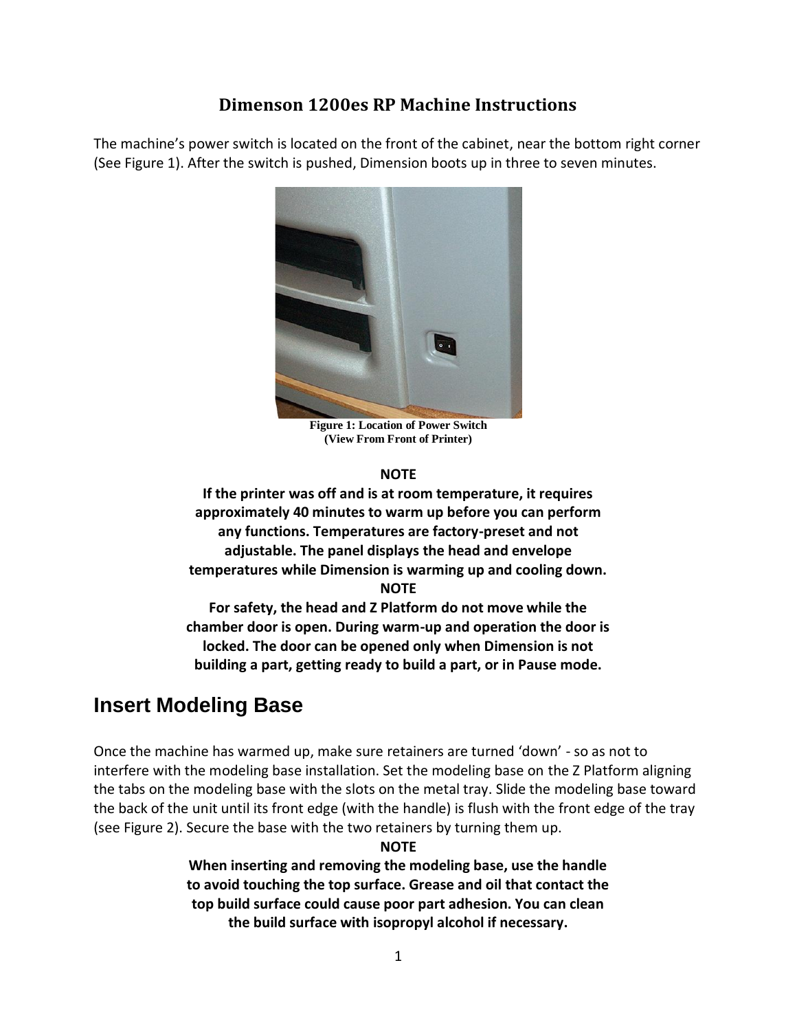# Dimenson 1200es RP Machine Instructions

The machine's power switch is located on the front of the cabinet, near the bottom right corner (See Figure 1). After the switch is pushed, Dimension boots up in three to seven minutes.

**Figure 1: Location of Power Switch (View From Front of Printer)**

**NOTE**

**If the printer was off and is at room temperature, it requires approximately 40 minutes to warm up before you can perform any functions. Temperatures are factory-preset and not adjustable. The panel displays the head and envelope temperatures while Dimension is warming up and cooling down.**

**NOTE**

**For safety, the head and Z Platform do not move while the chamber door is open. During warm-up and operation the door is locked. The door can be opened only when Dimension is not building a part, getting ready to build a part, or in Pause mode.**

## Insert Modeling Base

Once the machine has warmed up, make sure retainers are turned 'down' - so as not to interfere with the modeling base installation. Set the modeling base on the Z Platform aligning the tabs on the modeling base with the slots on the metal tray. Slide the modeling base toward the back of the unit until its front edge (with the handle) is flush with the front edge of the tray (see Figure 2). Secure the base with the two retainers by turning them up.

**NOTE**

**When inserting and removing the modeling base, use the handle to avoid touching the top surface. Grease and oil that contact the top build surface could cause poor part adhesion. You can clean the build surface with isopropyl alcohol if necessary.**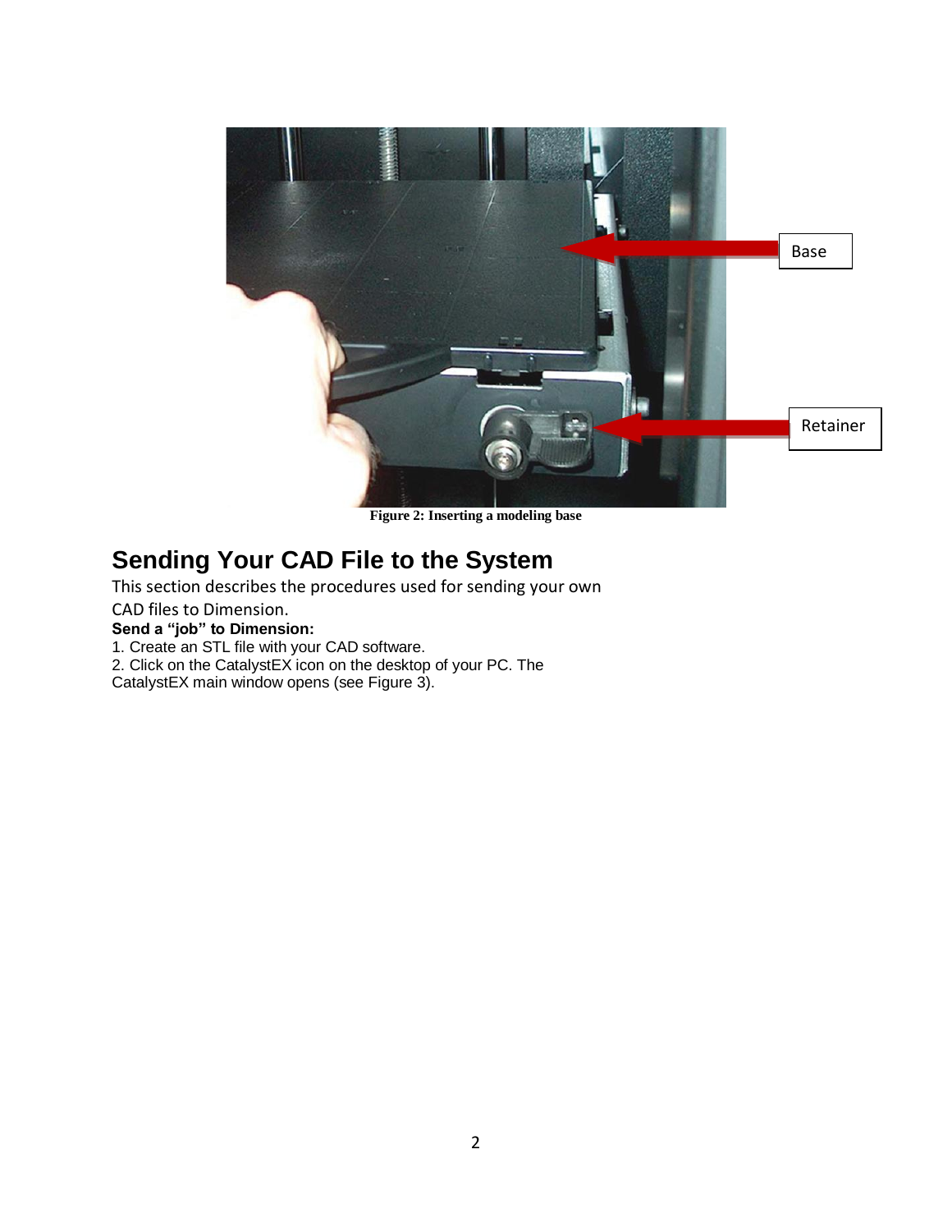Figure 2: Inserting a modeling base

## Sending Your CAD File to the System

This section describes the procedures used for sending your own CAD files to Dimension.

**Send a "job" to Dimension:**

1. Create an STL file with your CAD software.
2. Click on the CatalystEX icon on the desktop of your PC. The CatalystEX main window opens (see Figure 3).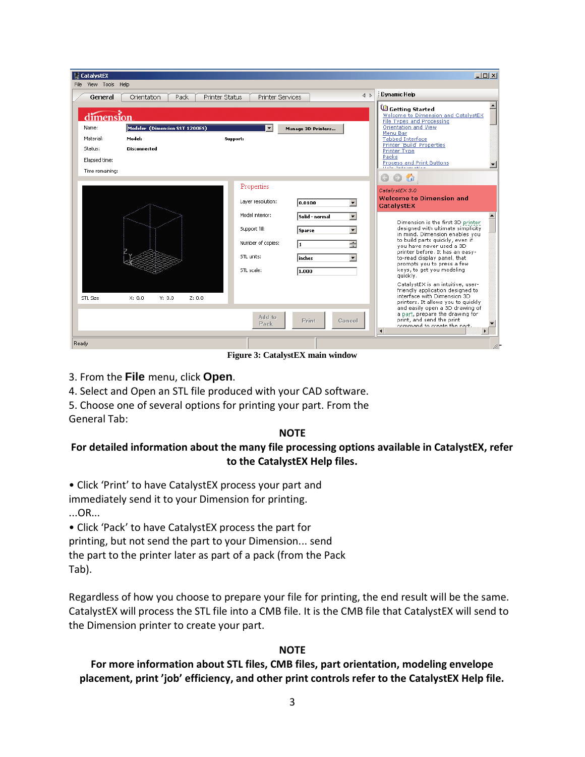Figure 3: CatalystEX main window

3. From the **File** menu, click **Open**.

4. Select and Open an STL file produced with your CAD software.

5. Choose one of several options for printing your part. From the General Tab:

**NOTE**

**For detailed information about the many file processing options available in CatalystEX, refer to the CatalystEX Help files.**

• Click 'Print' to have CatalystEX process your part and immediately send it to your Dimension for printing.

...OR...

• Click 'Pack' to have CatalystEX process the part for printing, but not send the part to your Dimension... send the part to the printer later as part of a pack (from the Pack Tab).

Regardless of how you choose to prepare your file for printing, the end result will be the same. CatalystEX will process the STL file into a CMB file. It is the CMB file that CatalystEX will send to the Dimension printer to create your part.

**NOTE**

**For more information about STL files, CMB files, part orientation, modeling envelope placement, print 'job' efficiency, and other print controls refer to the CatalystEX Help file.**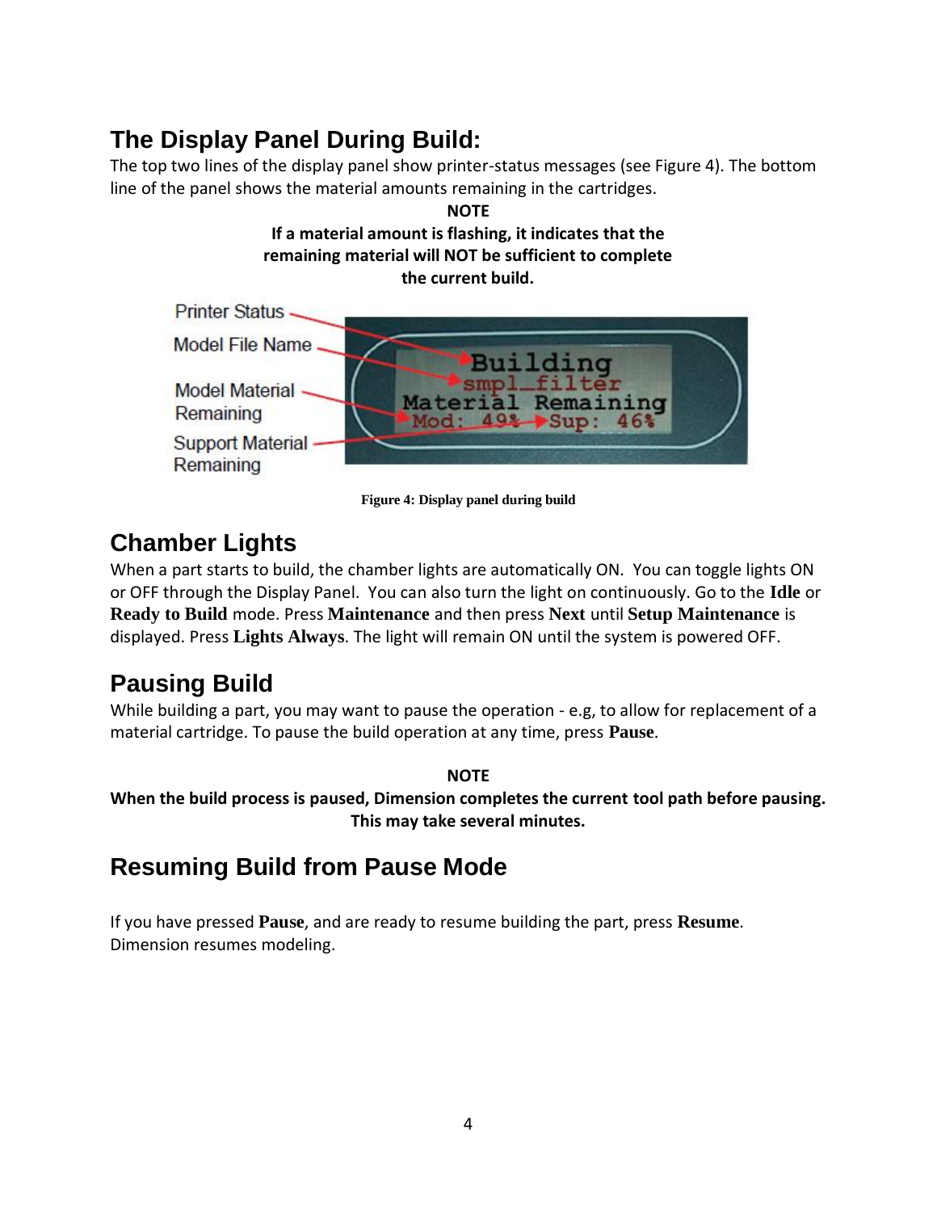## The Display Panel During Build:

The top two lines of the display panel show printer-status messages (see Figure 4). The bottom line of the panel shows the material amounts remaining in the cartridges.

**NOTE**

**If a material amount is flashing, it indicates that the remaining material will NOT be sufficient to complete the current build.**

Printer Status

Model File Name

Model Material Remaining

Support Material Remaining

Building
smpl_filter
Material Remaining
Mod: 49% Sup: 46%

**Figure 4: Display panel during build**

## Chamber Lights

When a part starts to build, the chamber lights are automatically ON. You can toggle lights ON or OFF through the Display Panel. You can also turn the light on continuously. Go to the **Idle** or **Ready to Build** mode. Press **Maintenance** and then press **Next** until **Setup Maintenance** is displayed. Press **Lights Always**. The light will remain ON until the system is powered OFF.

## Pausing Build

While building a part, you may want to pause the operation - e.g, to allow for replacement of a material cartridge. To pause the build operation at any time, press **Pause**.

**NOTE**

**When the build process is paused, Dimension completes the current tool path before pausing. This may take several minutes.**

## Resuming Build from Pause Mode

If you have pressed **Pause**, and are ready to resume building the part, press **Resume**. Dimension resumes modeling.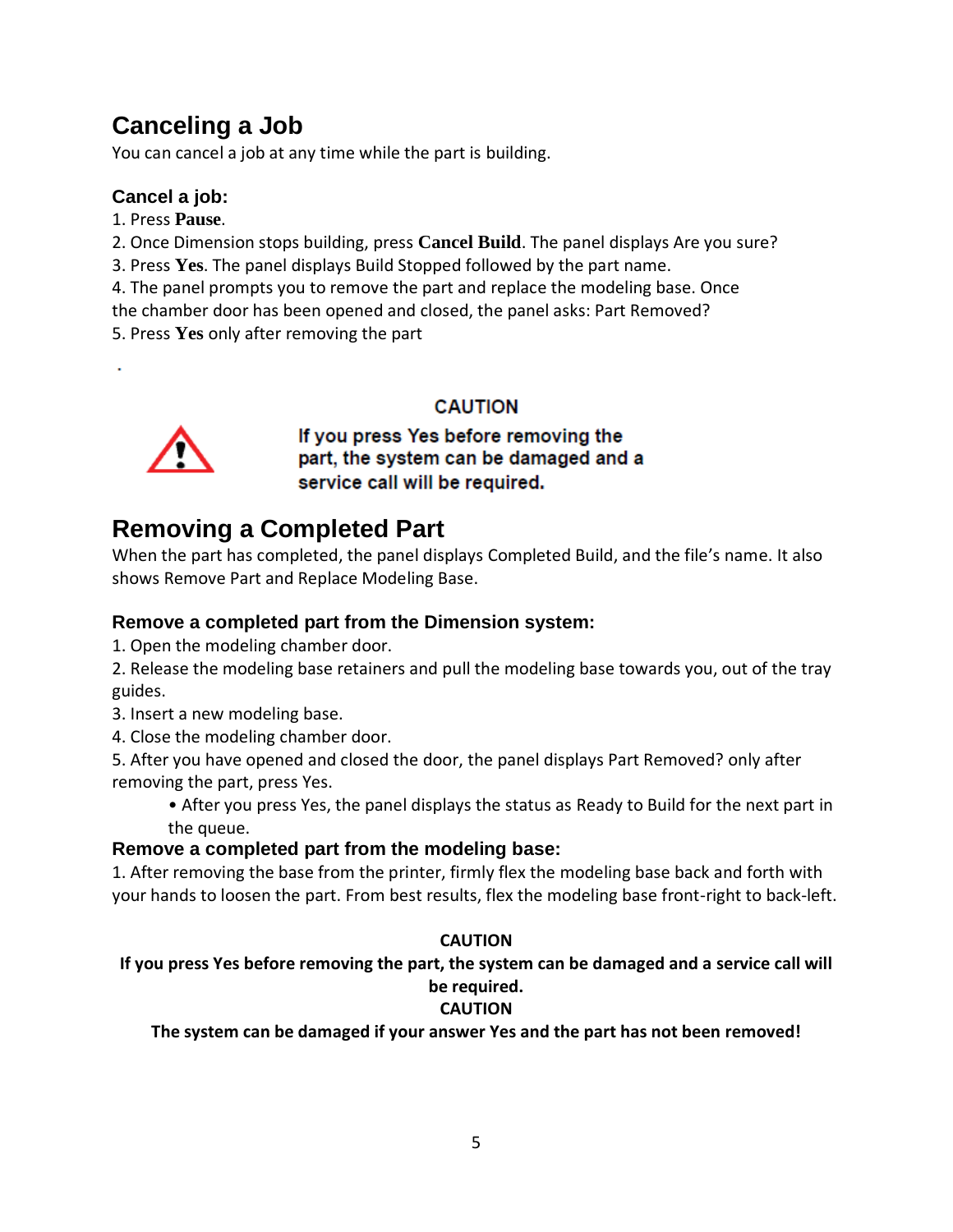## Canceling a Job

You can cancel a job at any time while the part is building.

### Cancel a job:

1. Press **Pause**.
2. Once Dimension stops building, press **Cancel Build**. The panel displays Are you sure?
3. Press **Yes**. The panel displays Build Stopped followed by the part name.
4. The panel prompts you to remove the part and replace the modeling base. Once the chamber door has been opened and closed, the panel asks: Part Removed?
5. Press **Yes** only after removing the part

.

**CAUTION**

**If you press Yes before removing the part, the system can be damaged and a service call will be required.**

## Removing a Completed Part

When the part has completed, the panel displays Completed Build, and the file's name. It also shows Remove Part and Replace Modeling Base.

### Remove a completed part from the Dimension system:

1. Open the modeling chamber door.
2. Release the modeling base retainers and pull the modeling base towards you, out of the tray guides.
3. Insert a new modeling base.
4. Close the modeling chamber door.
5. After you have opened and closed the door, the panel displays Part Removed? only after removing the part, press Yes.
    - After you press Yes, the panel displays the status as Ready to Build for the next part in the queue.

### Remove a completed part from the modeling base:

1. After removing the base from the printer, firmly flex the modeling base back and forth with your hands to loosen the part. From best results, flex the modeling base front-right to back-left.

**CAUTION**

**If you press Yes before removing the part, the system can be damaged and a service call will be required.**

**CAUTION**

**The system can be damaged if your answer Yes and the part has not been removed!**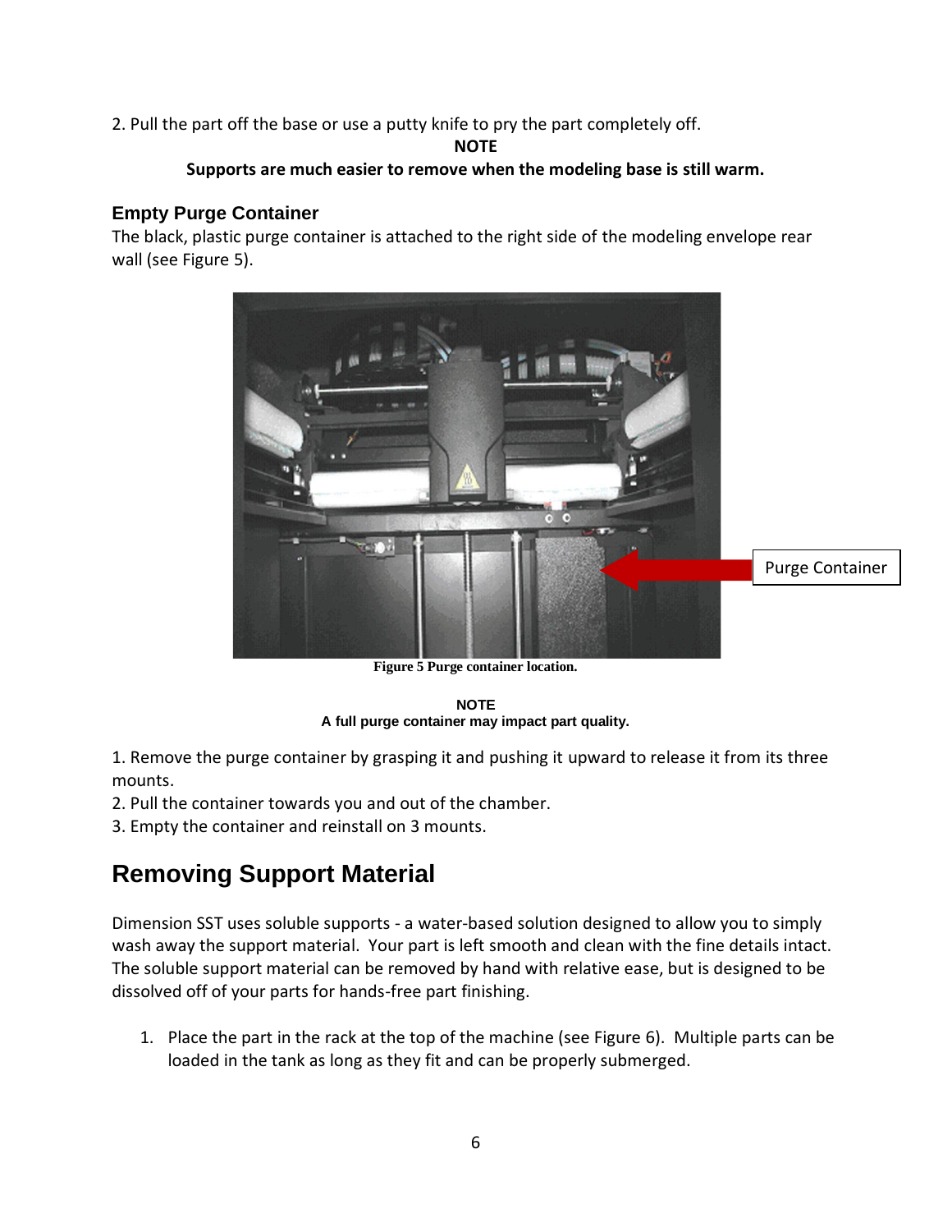2. Pull the part off the base or use a putty knife to pry the part completely off.

**NOTE**

**Supports are much easier to remove when the modeling base is still warm.**

### Empty Purge Container

The black, plastic purge container is attached to the right side of the modeling envelope rear wall (see Figure 5).

Purge Container

**Figure 5 Purge container location.**

**NOTE**

**A full purge container may impact part quality.**

1. Remove the purge container by grasping it and pushing it upward to release it from its three mounts.
2. Pull the container towards you and out of the chamber.
3. Empty the container and reinstall on 3 mounts.

## Removing Support Material

Dimension SST uses soluble supports - a water-based solution designed to allow you to simply wash away the support material. Your part is left smooth and clean with the fine details intact. The soluble support material can be removed by hand with relative ease, but is designed to be dissolved off of your parts for hands-free part finishing.

1. Place the part in the rack at the top of the machine (see Figure 6). Multiple parts can be loaded in the tank as long as they fit and can be properly submerged.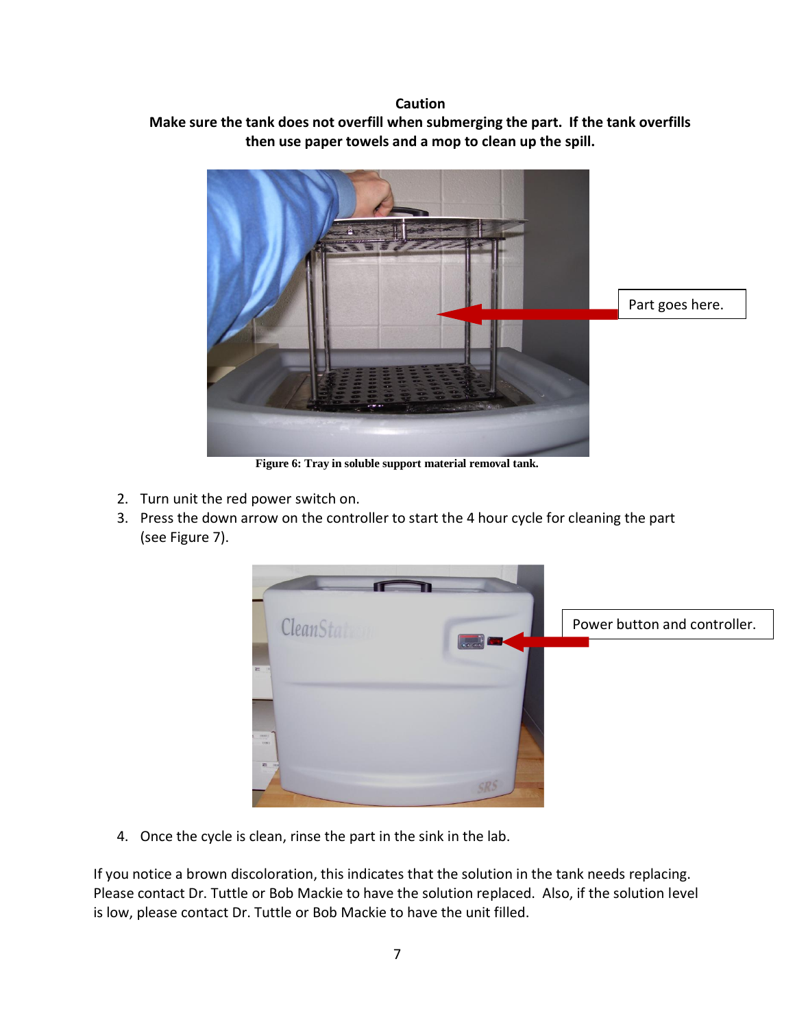**Caution**
**Make sure the tank does not overfill when submerging the part. If the tank overfills then use paper towels and a mop to clean up the spill.**

Part goes here.

**Figure 6: Tray in soluble support material removal tank.**

2. Turn unit the red power switch on.
3. Press the down arrow on the controller to start the 4 hour cycle for cleaning the part (see Figure 7).

Power button and controller.

4. Once the cycle is clean, rinse the part in the sink in the lab.

If you notice a brown discoloration, this indicates that the solution in the tank needs replacing. Please contact Dr. Tuttle or Bob Mackie to have the solution replaced. Also, if the solution level is low, please contact Dr. Tuttle or Bob Mackie to have the unit filled.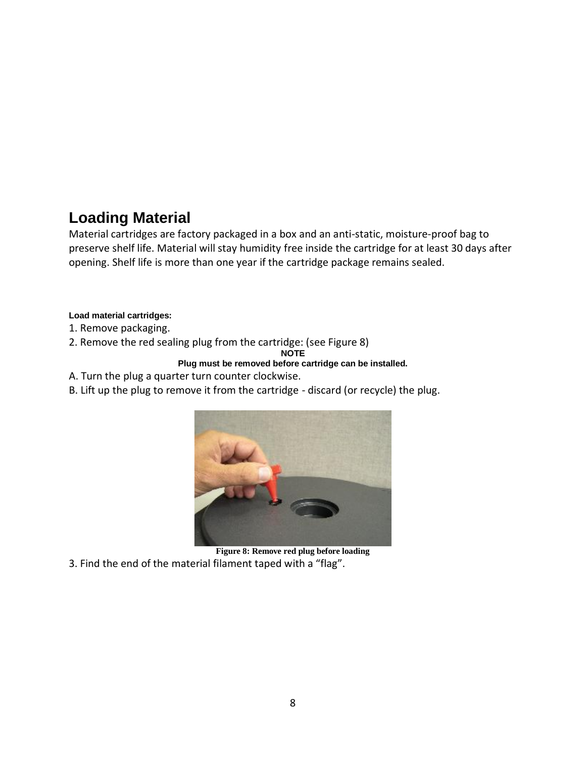## Loading Material

Material cartridges are factory packaged in a box and an anti-static, moisture-proof bag to preserve shelf life. Material will stay humidity free inside the cartridge for at least 30 days after opening. Shelf life is more than one year if the cartridge package remains sealed.

**Load material cartridges:**

1. Remove packaging.
2. Remove the red sealing plug from the cartridge: (see Figure 8)

**NOTE**

**Plug must be removed before cartridge can be installed.**

A. Turn the plug a quarter turn counter clockwise.

B. Lift up the plug to remove it from the cartridge - discard (or recycle) the plug.

**Figure 8: Remove red plug before loading**

3. Find the end of the material filament taped with a "flag".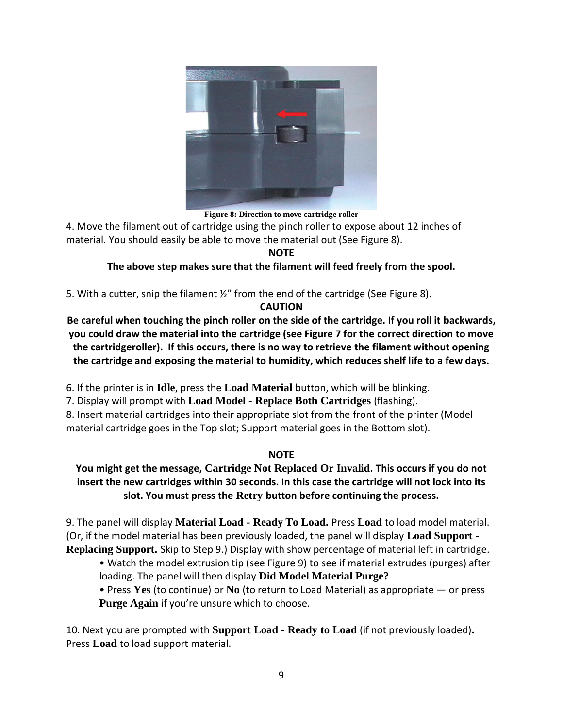**Figure 8: Direction to move cartridge roller**

4. Move the filament out of cartridge using the pinch roller to expose about 12 inches of material. You should easily be able to move the material out (See Figure 8).

**NOTE**

**The above step makes sure that the filament will feed freely from the spool.**

5. With a cutter, snip the filament ½" from the end of the cartridge (See Figure 8).

**CAUTION**

**Be careful when touching the pinch roller on the side of the cartridge. If you roll it backwards, you could draw the material into the cartridge (see Figure 7 for the correct direction to move the cartridgeroller). If this occurs, there is no way to retrieve the filament without opening the cartridge and exposing the material to humidity, which reduces shelf life to a few days.**

6. If the printer is in **Idle**, press the **Load Material** button, which will be blinking.
7. Display will prompt with **Load Model - Replace Both Cartridges** (flashing).
8. Insert material cartridges into their appropriate slot from the front of the printer (Model material cartridge goes in the Top slot; Support material goes in the Bottom slot).

**NOTE**

**You might get the message, Cartridge Not Replaced Or Invalid. This occurs if you do not insert the new cartridges within 30 seconds. In this case the cartridge will not lock into its slot. You must press the Retry button before continuing the process.**

9. The panel will display **Material Load - Ready To Load.** Press **Load** to load model material. (Or, if the model material has been previously loaded, the panel will display **Load Support - Replacing Support.** Skip to Step 9.) Display with show percentage of material left in cartridge.
   - Watch the model extrusion tip (see Figure 9) to see if material extrudes (purges) after loading. The panel will then display **Did Model Material Purge?**
   - Press **Yes** (to continue) or **No** (to return to Load Material) as appropriate — or press **Purge Again** if you're unsure which to choose.

10. Next you are prompted with **Support Load - Ready to Load** (if not previously loaded**).** Press **Load** to load support material.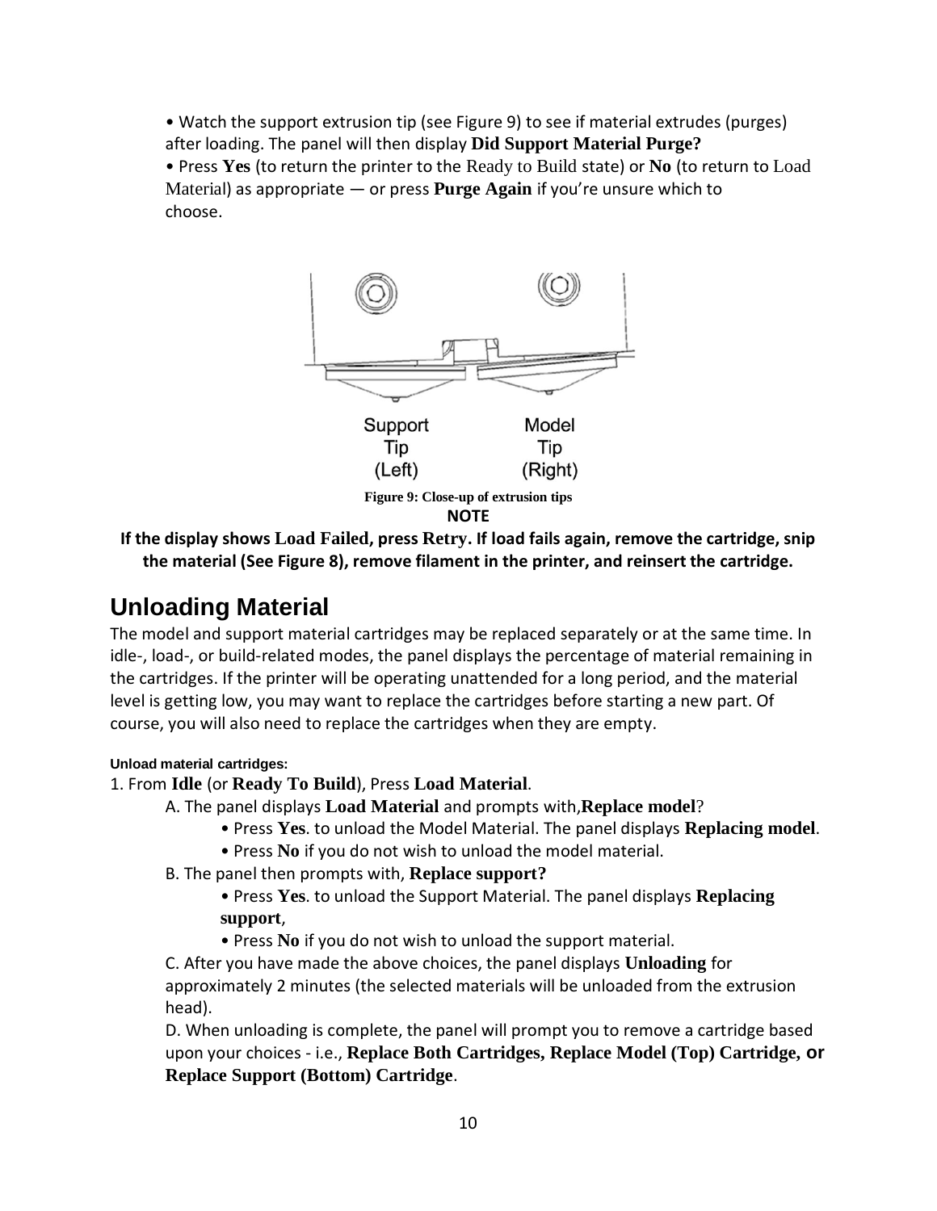• Watch the support extrusion tip (see Figure 9) to see if material extrudes (purges) after loading. The panel will then display **Did Support Material Purge?**

• Press **Yes** (to return the printer to the Ready to Build state) or **No** (to return to Load Material) as appropriate — or press **Purge Again** if you're unsure which to choose.

Support Tip (Left)

Model Tip (Right)

**Figure 9: Close-up of extrusion tips**

**NOTE**

**If the display shows Load Failed, press Retry. If load fails again, remove the cartridge, snip the material (See Figure 8), remove filament in the printer, and reinsert the cartridge.**

## Unloading Material

The model and support material cartridges may be replaced separately or at the same time. In idle-, load-, or build-related modes, the panel displays the percentage of material remaining in the cartridges. If the printer will be operating unattended for a long period, and the material level is getting low, you may want to replace the cartridges before starting a new part. Of course, you will also need to replace the cartridges when they are empty.

**Unload material cartridges:**

1. From **Idle** (or **Ready To Build**), Press **Load Material**.

   A. The panel displays **Load Material** and prompts with,**Replace model**?

   - Press **Yes**. to unload the Model Material. The panel displays **Replacing model**.
   - Press **No** if you do not wish to unload the model material.

   B. The panel then prompts with, **Replace support?**

   - Press **Yes**. to unload the Support Material. The panel displays **Replacing support**,
   - Press **No** if you do not wish to unload the support material.

   C. After you have made the above choices, the panel displays **Unloading** for approximately 2 minutes (the selected materials will be unloaded from the extrusion head).

   D. When unloading is complete, the panel will prompt you to remove a cartridge based upon your choices - i.e., **Replace Both Cartridges, Replace Model (Top) Cartridge, or Replace Support (Bottom) Cartridge**.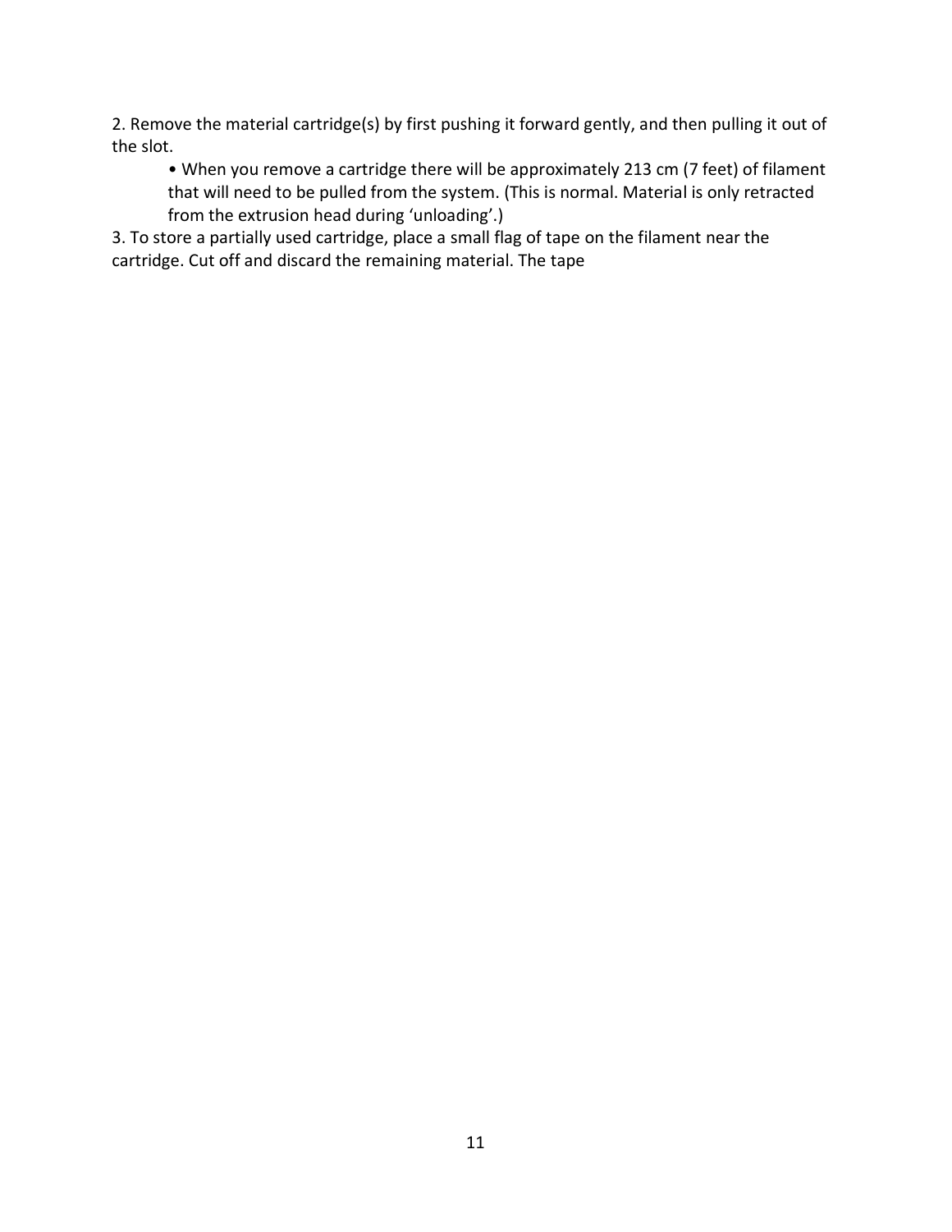2. Remove the material cartridge(s) by first pushing it forward gently, and then pulling it out of the slot.

- When you remove a cartridge there will be approximately 213 cm (7 feet) of filament that will need to be pulled from the system. (This is normal. Material is only retracted from the extrusion head during 'unloading'.)

3. To store a partially used cartridge, place a small flag of tape on the filament near the cartridge. Cut off and discard the remaining material. The tape